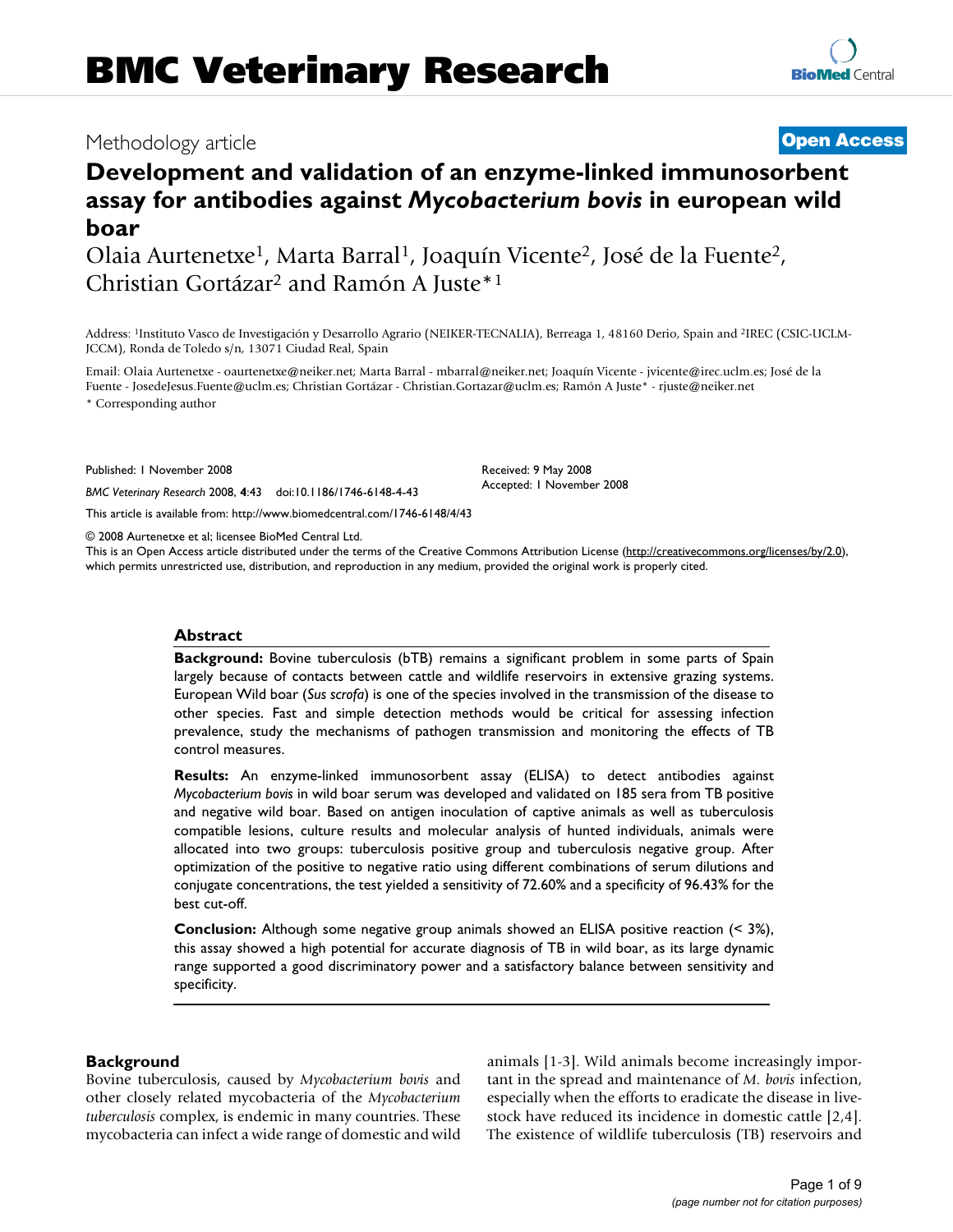Methodology article **Open Access**

# Development and validation of an enzyme-linked immunosorbent assay for antibodies against *Mycobacterium bovis* in european wild boar

Olaia Aurtenetxe[1], Marta Barral[1], Joaquín Vicente[2], José de la Fuente[2], Christian Gortázar[2] and Ramón A Juste*[1]

Address: [1]Instituto Vasco de Investigación y Desarrollo Agrario (NEIKER-TECNALIA), Berreaga 1, 48160 Derio, Spain and [2]IREC (CSIC-UCLM-JCCM), Ronda de Toledo s/n, 13071 Ciudad Real, Spain

Email: Olaia Aurtenetxe - oaurtenetxe@neiker.net; Marta Barral - mbarral@neiker.net; Joaquín Vicente - jvicente@irec.uclm.es; José de la Fuente - JosedeJesus.Fuente@uclm.es; Christian Gortázar - Christian.Gortazar@uclm.es; Ramón A Juste* - rjuste@neiker.net

\* Corresponding author

Published: 1 November 2008

*BMC Veterinary Research* 2008, **4**:43 doi:10.1186/1746-6148-4-43

Received: 9 May 2008
Accepted: 1 November 2008

This article is available from: http://www.biomedcentral.com/1746-6148/4/43

© 2008 Aurtenetxe et al; licensee BioMed Central Ltd.
This is an Open Access article distributed under the terms of the Creative Commons Attribution License (http://creativecommons.org/licenses/by/2.0), which permits unrestricted use, distribution, and reproduction in any medium, provided the original work is properly cited.

## Abstract

**Background:** Bovine tuberculosis (bTB) remains a significant problem in some parts of Spain largely because of contacts between cattle and wildlife reservoirs in extensive grazing systems. European Wild boar (*Sus scrofa*) is one of the species involved in the transmission of the disease to other species. Fast and simple detection methods would be critical for assessing infection prevalence, study the mechanisms of pathogen transmission and monitoring the effects of TB control measures.

**Results:** An enzyme-linked immunosorbent assay (ELISA) to detect antibodies against *Mycobacterium bovis* in wild boar serum was developed and validated on 185 sera from TB positive and negative wild boar. Based on antigen inoculation of captive animals as well as tuberculosis compatible lesions, culture results and molecular analysis of hunted individuals, animals were allocated into two groups: tuberculosis positive group and tuberculosis negative group. After optimization of the positive to negative ratio using different combinations of serum dilutions and conjugate concentrations, the test yielded a sensitivity of 72.60% and a specificity of 96.43% for the best cut-off.

**Conclusion:** Although some negative group animals showed an ELISA positive reaction (< 3%), this assay showed a high potential for accurate diagnosis of TB in wild boar, as its large dynamic range supported a good discriminatory power and a satisfactory balance between sensitivity and specificity.

## Background

Bovine tuberculosis, caused by *Mycobacterium bovis* and other closely related mycobacteria of the *Mycobacterium tuberculosis* complex, is endemic in many countries. These mycobacteria can infect a wide range of domestic and wild animals [1-3]. Wild animals become increasingly important in the spread and maintenance of *M. bovis* infection, especially when the efforts to eradicate the disease in livestock have reduced its incidence in domestic cattle [2,4]. The existence of wildlife tuberculosis (TB) reservoirs and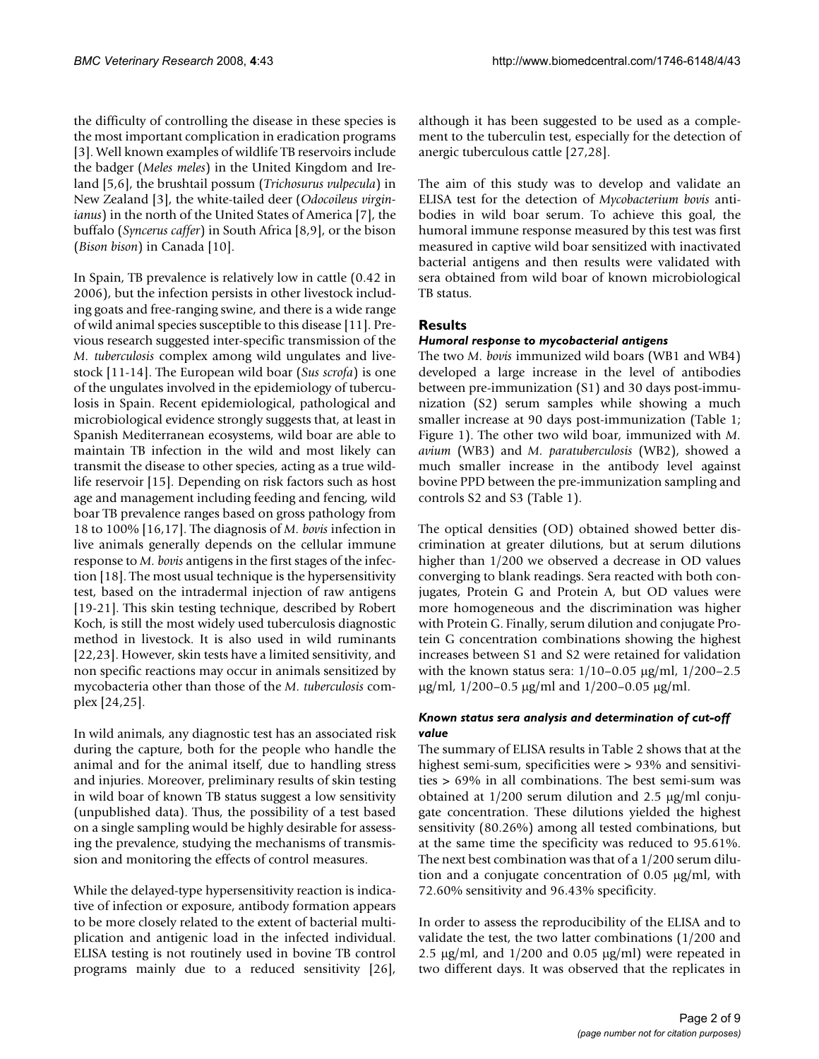the difficulty of controlling the disease in these species is the most important complication in eradication programs [3]. Well known examples of wildlife TB reservoirs include the badger (*Meles meles*) in the United Kingdom and Ireland [5,6], the brushtail possum (*Trichosurus vulpecula*) in New Zealand [3], the white-tailed deer (*Odocoileus virginianus*) in the north of the United States of America [7], the buffalo (*Syncerus caffer*) in South Africa [8,9], or the bison (*Bison bison*) in Canada [10].

In Spain, TB prevalence is relatively low in cattle (0.42 in 2006), but the infection persists in other livestock including goats and free-ranging swine, and there is a wide range of wild animal species susceptible to this disease [11]. Previous research suggested inter-specific transmission of the *M. tuberculosis* complex among wild ungulates and livestock [11-14]. The European wild boar (*Sus scrofa*) is one of the ungulates involved in the epidemiology of tuberculosis in Spain. Recent epidemiological, pathological and microbiological evidence strongly suggests that, at least in Spanish Mediterranean ecosystems, wild boar are able to maintain TB infection in the wild and most likely can transmit the disease to other species, acting as a true wildlife reservoir [15]. Depending on risk factors such as host age and management including feeding and fencing, wild boar TB prevalence ranges based on gross pathology from 18 to 100% [16,17]. The diagnosis of *M. bovis* infection in live animals generally depends on the cellular immune response to *M. bovis* antigens in the first stages of the infection [18]. The most usual technique is the hypersensitivity test, based on the intradermal injection of raw antigens [19-21]. This skin testing technique, described by Robert Koch, is still the most widely used tuberculosis diagnostic method in livestock. It is also used in wild ruminants [22,23]. However, skin tests have a limited sensitivity, and non specific reactions may occur in animals sensitized by mycobacteria other than those of the *M. tuberculosis* complex [24,25].

In wild animals, any diagnostic test has an associated risk during the capture, both for the people who handle the animal and for the animal itself, due to handling stress and injuries. Moreover, preliminary results of skin testing in wild boar of known TB status suggest a low sensitivity (unpublished data). Thus, the possibility of a test based on a single sampling would be highly desirable for assessing the prevalence, studying the mechanisms of transmission and monitoring the effects of control measures.

While the delayed-type hypersensitivity reaction is indicative of infection or exposure, antibody formation appears to be more closely related to the extent of bacterial multiplication and antigenic load in the infected individual. ELISA testing is not routinely used in bovine TB control programs mainly due to a reduced sensitivity [26], although it has been suggested to be used as a complement to the tuberculin test, especially for the detection of anergic tuberculous cattle [27,28].

The aim of this study was to develop and validate an ELISA test for the detection of *Mycobacterium bovis* antibodies in wild boar serum. To achieve this goal, the humoral immune response measured by this test was first measured in captive wild boar sensitized with inactivated bacterial antigens and then results were validated with sera obtained from wild boar of known microbiological TB status.

## Results

### *Humoral response to mycobacterial antigens*

The two *M. bovis* immunized wild boars (WB1 and WB4) developed a large increase in the level of antibodies between pre-immunization (S1) and 30 days post-immunization (S2) serum samples while showing a much smaller increase at 90 days post-immunization (Table 1; Figure 1). The other two wild boar, immunized with *M. avium* (WB3) and *M. paratuberculosis* (WB2), showed a much smaller increase in the antibody level against bovine PPD between the pre-immunization sampling and controls S2 and S3 (Table 1).

The optical densities (OD) obtained showed better discrimination at greater dilutions, but at serum dilutions higher than 1/200 we observed a decrease in OD values converging to blank readings. Sera reacted with both conjugates, Protein G and Protein A, but OD values were more homogeneous and the discrimination was higher with Protein G. Finally, serum dilution and conjugate Protein G concentration combinations showing the highest increases between S1 and S2 were retained for validation with the known status sera: 1/10–0.05 μg/ml, 1/200–2.5 μg/ml, 1/200–0.5 μg/ml and 1/200–0.05 μg/ml.

### *Known status sera analysis and determination of cut-off value*

The summary of ELISA results in Table 2 shows that at the highest semi-sum, specificities were > 93% and sensitivities > 69% in all combinations. The best semi-sum was obtained at 1/200 serum dilution and 2.5 μg/ml conjugate concentration. These dilutions yielded the highest sensitivity (80.26%) among all tested combinations, but at the same time the specificity was reduced to 95.61%. The next best combination was that of a 1/200 serum dilution and a conjugate concentration of 0.05 μg/ml, with 72.60% sensitivity and 96.43% specificity.

In order to assess the reproducibility of the ELISA and to validate the test, the two latter combinations (1/200 and 2.5 μg/ml, and 1/200 and 0.05 μg/ml) were repeated in two different days. It was observed that the replicates in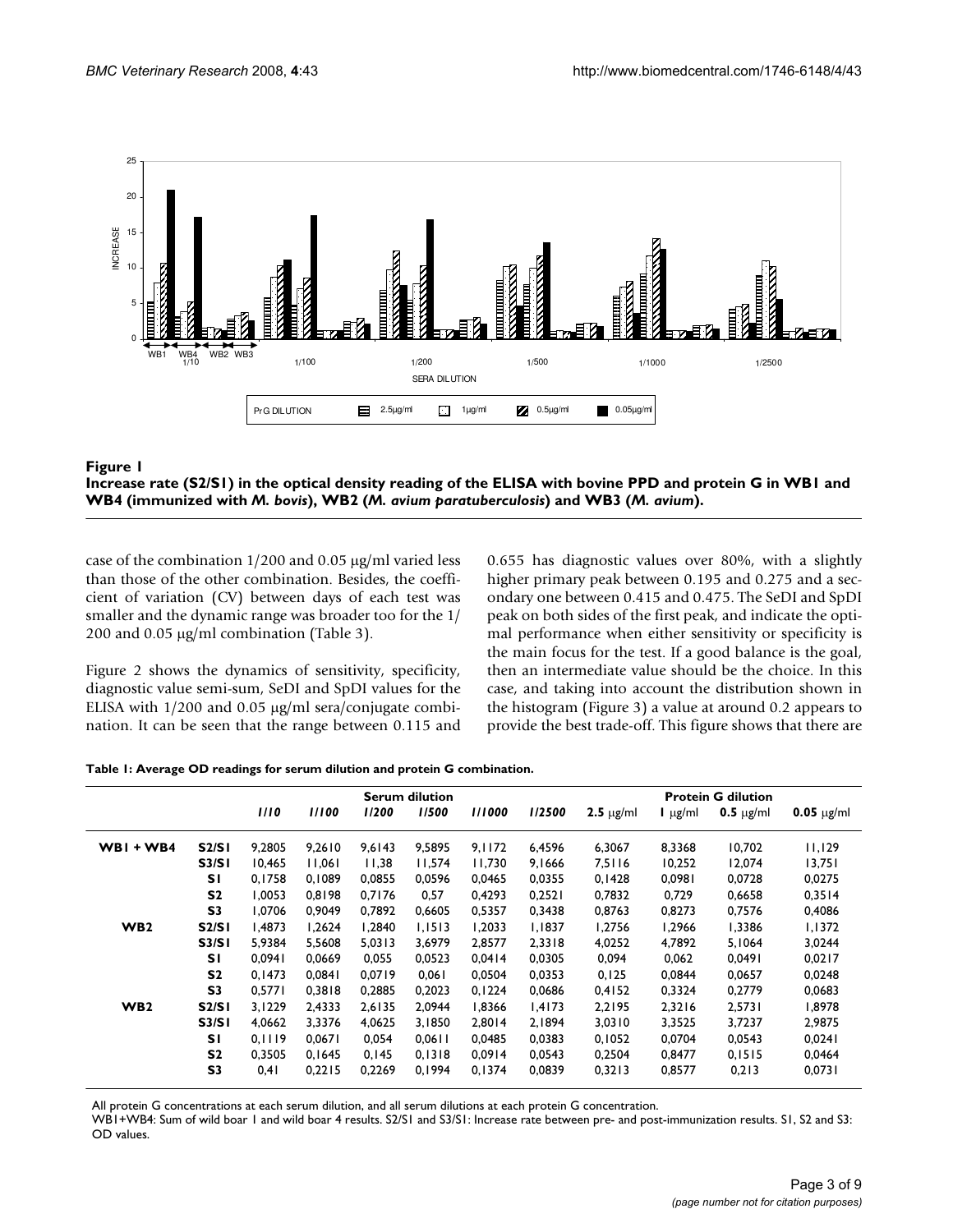**Figure 1**
**Increase rate (S2/S1) in the optical density reading of the ELISA with bovine PPD and protein G in WB1 and WB4 (immunized with *M. bovis*), WB2 (*M. avium paratuberculosis*) and WB3 (*M. avium*).**

case of the combination 1/200 and 0.05 μg/ml varied less than those of the other combination. Besides, the coefficient of variation (CV) between days of each test was smaller and the dynamic range was broader too for the 1/200 and 0.05 μg/ml combination (Table 3).

Figure 2 shows the dynamics of sensitivity, specificity, diagnostic value semi-sum, SeDI and SpDI values for the ELISA with 1/200 and 0.05 μg/ml sera/conjugate combination. It can be seen that the range between 0.115 and 0.655 has diagnostic values over 80%, with a slightly higher primary peak between 0.195 and 0.275 and a secondary one between 0.415 and 0.475. The SeDI and SpDI peak on both sides of the first peak, and indicate the optimal performance when either sensitivity or specificity is the main focus for the test. If a good balance is the goal, then an intermediate value should be the choice. In this case, and taking into account the distribution shown in the histogram (Figure 3) a value at around 0.2 appears to provide the best trade-off. This figure shows that there are

**Table 1: Average OD readings for serum dilution and protein G combination.**

| | | Serum dilution | | | | | | Protein G dilution | | | |
|---|---|---|---|---|---|---|---|---|---|---|---|
| | | *1/10* | *1/100* | *1/200* | *1/500* | *1/1000* | *1/2500* | **2.5** μg/ml | **1** μg/ml | **0.5** μg/ml | **0.05** μg/ml |
| **WB1 + WB4** | **S2/S1** | 9,2805 | 9,2610 | 9,6143 | 9,5895 | 9,1172 | 6,4596 | 6,3067 | 8,3368 | 10,702 | 11,129 |
| | **S3/S1** | 10,465 | 11,061 | 11,38 | 11,574 | 11,730 | 9,1666 | 7,5116 | 10,252 | 12,074 | 13,751 |
| | **S1** | 0,1758 | 0,1089 | 0,0855 | 0,0596 | 0,0465 | 0,0355 | 0,1428 | 0,0981 | 0,0728 | 0,0275 |
| | **S2** | 1,0053 | 0,8198 | 0,7176 | 0,57 | 0,4293 | 0,2521 | 0,7832 | 0,729 | 0,6658 | 0,3514 |
| | **S3** | 1,0706 | 0,9049 | 0,7892 | 0,6605 | 0,5357 | 0,3438 | 0,8763 | 0,8273 | 0,7576 | 0,4086 |
| **WB2** | **S2/S1** | 1,4873 | 1,2624 | 1,2840 | 1,1513 | 1,2033 | 1,1837 | 1,2756 | 1,2966 | 1,3386 | 1,1372 |
| | **S3/S1** | 5,9384 | 5,5608 | 5,0313 | 3,6979 | 2,8577 | 2,3318 | 4,0252 | 4,7892 | 5,1064 | 3,0244 |
| | **S1** | 0,0941 | 0,0669 | 0,055 | 0,0523 | 0,0414 | 0,0305 | 0,094 | 0,062 | 0,0491 | 0,0217 |
| | **S2** | 0,1473 | 0,0841 | 0,0719 | 0,061 | 0,0504 | 0,0353 | 0,125 | 0,0844 | 0,0657 | 0,0248 |
| | **S3** | 0,5771 | 0,3818 | 0,2885 | 0,2023 | 0,1224 | 0,0686 | 0,4152 | 0,3324 | 0,2779 | 0,0683 |
| **WB2** | **S2/S1** | 3,1229 | 2,4333 | 2,6135 | 2,0944 | 1,8366 | 1,4173 | 2,2195 | 2,3216 | 2,5731 | 1,8978 |
| | **S3/S1** | 4,0662 | 3,3376 | 4,0625 | 3,1850 | 2,8014 | 2,1894 | 3,0310 | 3,3525 | 3,7237 | 2,9875 |
| | **S1** | 0,1119 | 0,0671 | 0,054 | 0,0611 | 0,0485 | 0,0383 | 0,1052 | 0,0704 | 0,0543 | 0,0241 |
| | **S2** | 0,3505 | 0,1645 | 0,145 | 0,1318 | 0,0914 | 0,0543 | 0,2504 | 0,8477 | 0,1515 | 0,0464 |
| | **S3** | 0,41 | 0,2215 | 0,2269 | 0,1994 | 0,1374 | 0,0839 | 0,3213 | 0,8577 | 0,213 | 0,0731 |

All protein G concentrations at each serum dilution, and all serum dilutions at each protein G concentration.
WB1+WB4: Sum of wild boar 1 and wild boar 4 results. S2/S1 and S3/S1: Increase rate between pre- and post-immunization results. S1, S2 and S3: OD values.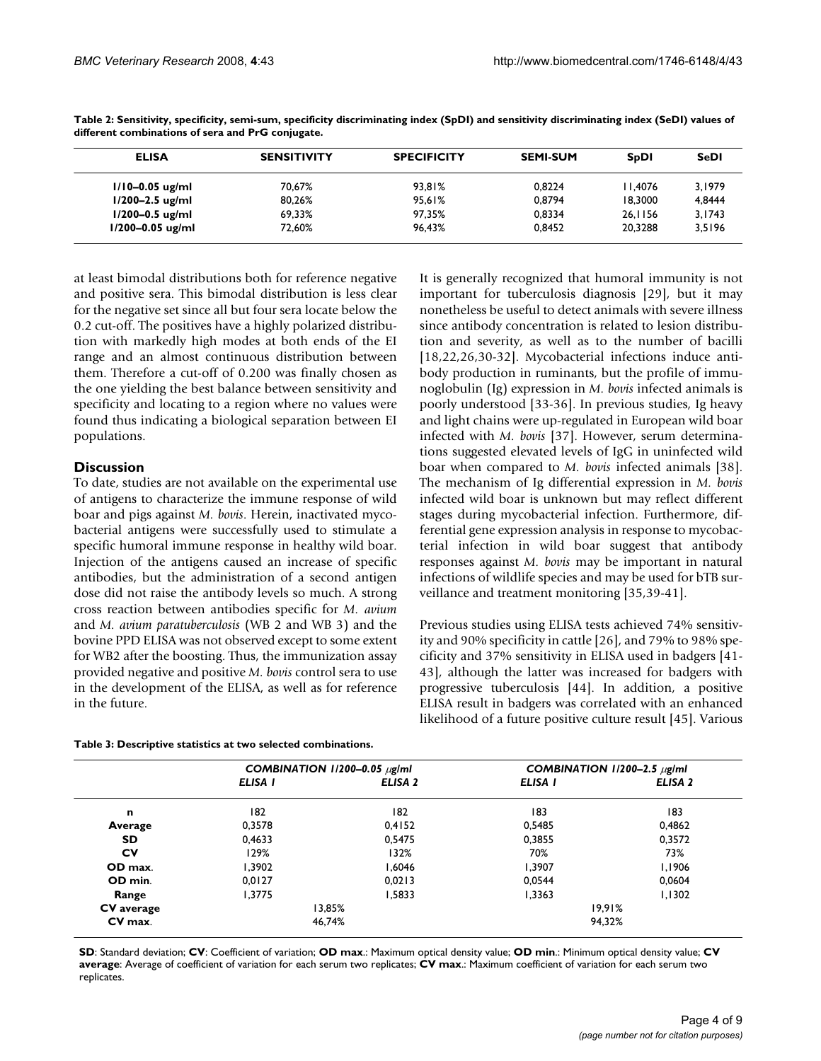**Table 2: Sensitivity, specificity, semi-sum, specificity discriminating index (SpDI) and sensitivity discriminating index (SeDI) values of different combinations of sera and PrG conjugate.**

| ELISA | SENSITIVITY | SPECIFICITY | SEMI-SUM | SpDI | SeDI |
|---|---|---|---|---|---|
| 1/10–0.05 ug/ml | 70,67% | 93,81% | 0,8224 | 11,4076 | 3,1979 |
| 1/200–2.5 ug/ml | 80,26% | 95,61% | 0,8794 | 18,3000 | 4,8444 |
| 1/200–0.5 ug/ml | 69,33% | 97,35% | 0,8334 | 26,1156 | 3,1743 |
| 1/200–0.05 ug/ml | 72,60% | 96,43% | 0,8452 | 20,3288 | 3,5196 |

at least bimodal distributions both for reference negative and positive sera. This bimodal distribution is less clear for the negative set since all but four sera locate below the 0.2 cut-off. The positives have a highly polarized distribution with markedly high modes at both ends of the EI range and an almost continuous distribution between them. Therefore a cut-off of 0.200 was finally chosen as the one yielding the best balance between sensitivity and specificity and locating to a region where no values were found thus indicating a biological separation between EI populations.

## Discussion

To date, studies are not available on the experimental use of antigens to characterize the immune response of wild boar and pigs against *M. bovis*. Herein, inactivated mycobacterial antigens were successfully used to stimulate a specific humoral immune response in healthy wild boar. Injection of the antigens caused an increase of specific antibodies, but the administration of a second antigen dose did not raise the antibody levels so much. A strong cross reaction between antibodies specific for *M. avium* and *M. avium paratuberculosis* (WB 2 and WB 3) and the bovine PPD ELISA was not observed except to some extent for WB2 after the boosting. Thus, the immunization assay provided negative and positive *M. bovis* control sera to use in the development of the ELISA, as well as for reference in the future.

It is generally recognized that humoral immunity is not important for tuberculosis diagnosis [29], but it may nonetheless be useful to detect animals with severe illness since antibody concentration is related to lesion distribution and severity, as well as to the number of bacilli [18,22,26,30-32]. Mycobacterial infections induce antibody production in ruminants, but the profile of immunoglobulin (Ig) expression in *M. bovis* infected animals is poorly understood [33-36]. In previous studies, Ig heavy and light chains were up-regulated in European wild boar infected with *M. bovis* [37]. However, serum determinations suggested elevated levels of IgG in uninfected wild boar when compared to *M. bovis* infected animals [38]. The mechanism of Ig differential expression in *M. bovis* infected wild boar is unknown but may reflect different stages during mycobacterial infection. Furthermore, differential gene expression analysis in response to mycobacterial infection in wild boar suggest that antibody responses against *M. bovis* may be important in natural infections of wildlife species and may be used for bTB surveillance and treatment monitoring [35,39-41].

Previous studies using ELISA tests achieved 74% sensitivity and 90% specificity in cattle [26], and 79% to 98% specificity and 37% sensitivity in ELISA used in badgers [41-43], although the latter was increased for badgers with progressive tuberculosis [44]. In addition, a positive ELISA result in badgers was correlated with an enhanced likelihood of a future positive culture result [45]. Various

**Table 3: Descriptive statistics at two selected combinations.**

| | COMBINATION 1/200–0.05 μg/ml | | COMBINATION 1/200–2.5 μg/ml | |
|---|---|---|---|---|
| | ELISA 1 | ELISA 2 | ELISA 1 | ELISA 2 |
| **n** | 182 | 182 | 183 | 183 |
| **Average** | 0,3578 | 0,4152 | 0,5485 | 0,4862 |
| **SD** | 0,4633 | 0,5475 | 0,3855 | 0,3572 |
| **CV** | 129% | 132% | 70% | 73% |
| **OD max.** | 1,3902 | 1,6046 | 1,3907 | 1,1906 |
| **OD min.** | 0,0127 | 0,0213 | 0,0544 | 0,0604 |
| **Range** | 1,3775 | 1,5833 | 1,3363 | 1,1302 |
| **CV average** | 13,85% | | 19,91% | |
| **CV max.** | 46,74% | | 94,32% | |

**SD**: Standard deviation; **CV**: Coefficient of variation; **OD max.**: Maximum optical density value; **OD min.**: Minimum optical density value; **CV average**: Average of coefficient of variation for each serum two replicates; **CV max.**: Maximum coefficient of variation for each serum two replicates.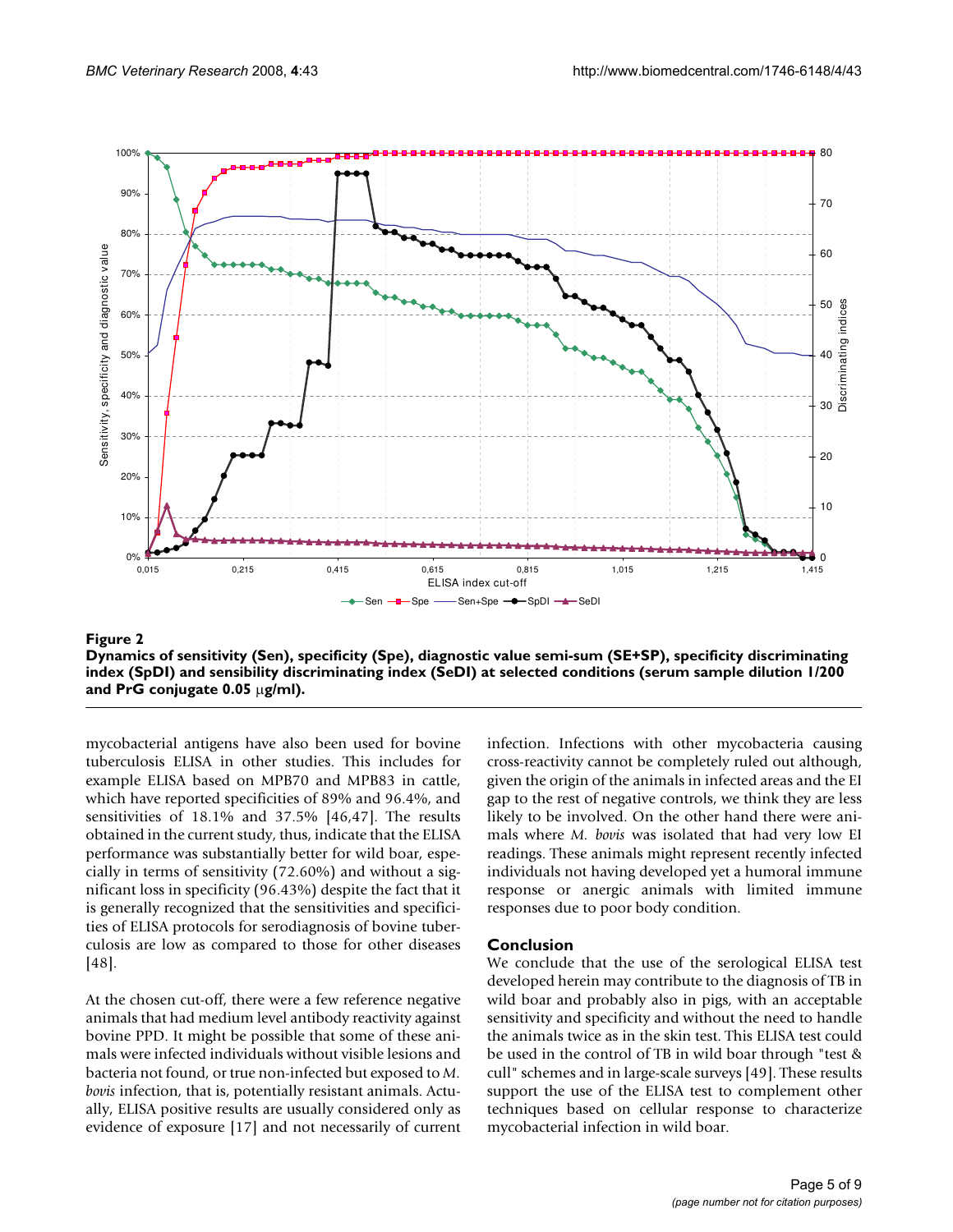**Figure 2**

**Dynamics of sensitivity (Sen), specificity (Spe), diagnostic value semi-sum (SE+SP), specificity discriminating index (SpDI) and sensibility discriminating index (SeDI) at selected conditions (serum sample dilution 1/200 and PrG conjugate 0.05 μg/ml).**

mycobacterial antigens have also been used for bovine tuberculosis ELISA in other studies. This includes for example ELISA based on MPB70 and MPB83 in cattle, which have reported specificities of 89% and 96.4%, and sensitivities of 18.1% and 37.5% [46,47]. The results obtained in the current study, thus, indicate that the ELISA performance was substantially better for wild boar, especially in terms of sensitivity (72.60%) and without a significant loss in specificity (96.43%) despite the fact that it is generally recognized that the sensitivities and specificities of ELISA protocols for serodiagnosis of bovine tuberculosis are low as compared to those for other diseases [48].

At the chosen cut-off, there were a few reference negative animals that had medium level antibody reactivity against bovine PPD. It might be possible that some of these animals were infected individuals without visible lesions and bacteria not found, or true non-infected but exposed to *M. bovis* infection, that is, potentially resistant animals. Actually, ELISA positive results are usually considered only as evidence of exposure [17] and not necessarily of current infection. Infections with other mycobacteria causing cross-reactivity cannot be completely ruled out although, given the origin of the animals in infected areas and the EI gap to the rest of negative controls, we think they are less likely to be involved. On the other hand there were animals where *M. bovis* was isolated that had very low EI readings. These animals might represent recently infected individuals not having developed yet a humoral immune response or anergic animals with limited immune responses due to poor body condition.

## Conclusion

We conclude that the use of the serological ELISA test developed herein may contribute to the diagnosis of TB in wild boar and probably also in pigs, with an acceptable sensitivity and specificity and without the need to handle the animals twice as in the skin test. This ELISA test could be used in the control of TB in wild boar through "test & cull" schemes and in large-scale surveys [49]. These results support the use of the ELISA test to complement other techniques based on cellular response to characterize mycobacterial infection in wild boar.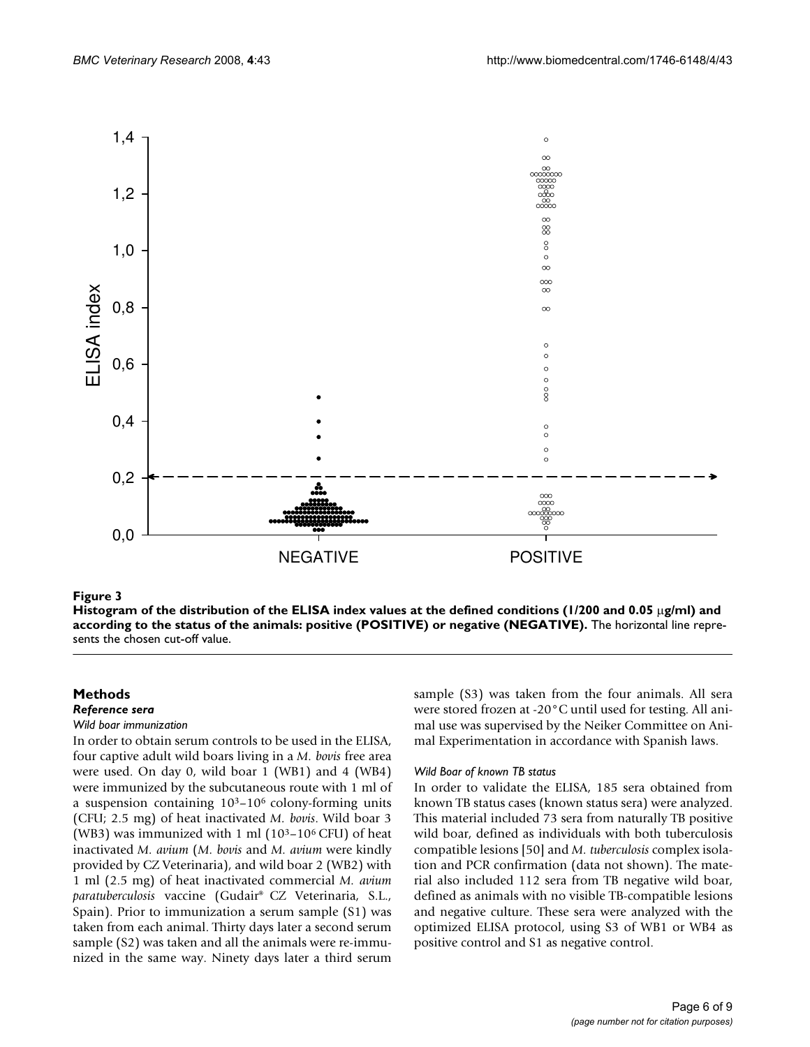**Figure 3**

**Histogram of the distribution of the ELISA index values at the defined conditions (1/200 and 0.05 μg/ml) and according to the status of the animals: positive (POSITIVE) or negative (NEGATIVE).** The horizontal line represents the chosen cut-off value.

## Methods

### *Reference sera*

#### *Wild boar immunization*

In order to obtain serum controls to be used in the ELISA, four captive adult wild boars living in a *M. bovis* free area were used. On day 0, wild boar 1 (WB1) and 4 (WB4) were immunized by the subcutaneous route with 1 ml of a suspension containing $10^3$–$10^6$ colony-forming units (CFU; 2.5 mg) of heat inactivated *M. bovis*. Wild boar 3 (WB3) was immunized with 1 ml ($10^3$–$10^6$ CFU) of heat inactivated *M. avium* (*M. bovis* and *M. avium* were kindly provided by CZ Veterinaria), and wild boar 2 (WB2) with 1 ml (2.5 mg) of heat inactivated commercial *M. avium paratuberculosis* vaccine (Gudair® CZ Veterinaria, S.L., Spain). Prior to immunization a serum sample (S1) was taken from each animal. Thirty days later a second serum sample (S2) was taken and all the animals were re-immunized in the same way. Ninety days later a third serum sample (S3) was taken from the four animals. All sera were stored frozen at -20°C until used for testing. All animal use was supervised by the Neiker Committee on Animal Experimentation in accordance with Spanish laws.

#### *Wild Boar of known TB status*

In order to validate the ELISA, 185 sera obtained from known TB status cases (known status sera) were analyzed. This material included 73 sera from naturally TB positive wild boar, defined as individuals with both tuberculosis compatible lesions [50] and *M. tuberculosis* complex isolation and PCR confirmation (data not shown). The material also included 112 sera from TB negative wild boar, defined as animals with no visible TB-compatible lesions and negative culture. These sera were analyzed with the optimized ELISA protocol, using S3 of WB1 or WB4 as positive control and S1 as negative control.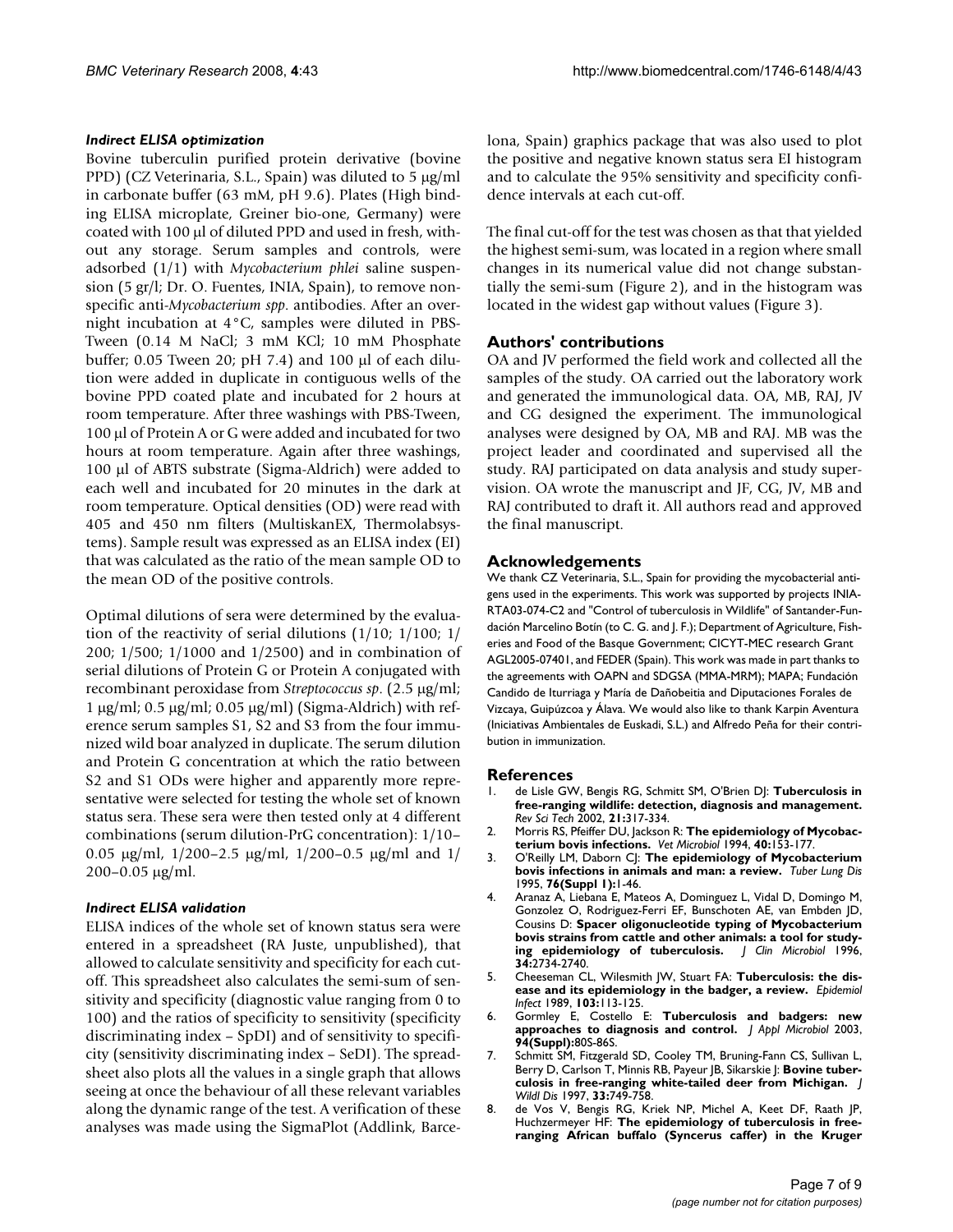### Indirect ELISA optimization

Bovine tuberculin purified protein derivative (bovine PPD) (CZ Veterinaria, S.L., Spain) was diluted to 5 μg/ml in carbonate buffer (63 mM, pH 9.6). Plates (High binding ELISA microplate, Greiner bio-one, Germany) were coated with 100 μl of diluted PPD and used in fresh, without any storage. Serum samples and controls, were adsorbed (1/1) with *Mycobacterium phlei* saline suspension (5 gr/l; Dr. O. Fuentes, INIA, Spain), to remove non-specific anti-*Mycobacterium spp*. antibodies. After an overnight incubation at 4°C, samples were diluted in PBS-Tween (0.14 M NaCl; 3 mM KCl; 10 mM Phosphate buffer; 0.05 Tween 20; pH 7.4) and 100 μl of each dilution were added in duplicate in contiguous wells of the bovine PPD coated plate and incubated for 2 hours at room temperature. After three washings with PBS-Tween, 100 μl of Protein A or G were added and incubated for two hours at room temperature. Again after three washings, 100 μl of ABTS substrate (Sigma-Aldrich) were added to each well and incubated for 20 minutes in the dark at room temperature. Optical densities (OD) were read with 405 and 450 nm filters (MultiskanEX, Thermolabsystems). Sample result was expressed as an ELISA index (EI) that was calculated as the ratio of the mean sample OD to the mean OD of the positive controls.

Optimal dilutions of sera were determined by the evaluation of the reactivity of serial dilutions (1/10; 1/100; 1/200; 1/500; 1/1000 and 1/2500) and in combination of serial dilutions of Protein G or Protein A conjugated with recombinant peroxidase from *Streptococcus sp*. (2.5 μg/ml; 1 μg/ml; 0.5 μg/ml; 0.05 μg/ml) (Sigma-Aldrich) with reference serum samples S1, S2 and S3 from the four immunized wild boar analyzed in duplicate. The serum dilution and Protein G concentration at which the ratio between S2 and S1 ODs were higher and apparently more representative were selected for testing the whole set of known status sera. These sera were then tested only at 4 different combinations (serum dilution-PrG concentration): 1/10–0.05 μg/ml, 1/200–2.5 μg/ml, 1/200–0.5 μg/ml and 1/200–0.05 μg/ml.

### Indirect ELISA validation

ELISA indices of the whole set of known status sera were entered in a spreadsheet (RA Juste, unpublished), that allowed to calculate sensitivity and specificity for each cut-off. This spreadsheet also calculates the semi-sum of sensitivity and specificity (diagnostic value ranging from 0 to 100) and the ratios of specificity to sensitivity (specificity discriminating index – SpDI) and of sensitivity to specificity (sensitivity discriminating index – SeDI). The spreadsheet also plots all the values in a single graph that allows seeing at once the behaviour of all these relevant variables along the dynamic range of the test. A verification of these analyses was made using the SigmaPlot (Addlink, Barcelona, Spain) graphics package that was also used to plot the positive and negative known status sera EI histogram and to calculate the 95% sensitivity and specificity confidence intervals at each cut-off.

The final cut-off for the test was chosen as that that yielded the highest semi-sum, was located in a region where small changes in its numerical value did not change substantially the semi-sum (Figure 2), and in the histogram was located in the widest gap without values (Figure 3).

## Authors' contributions

OA and JV performed the field work and collected all the samples of the study. OA carried out the laboratory work and generated the immunological data. OA, MB, RAJ, JV and CG designed the experiment. The immunological analyses were designed by OA, MB and RAJ. MB was the project leader and coordinated and supervised all the study. RAJ participated on data analysis and study supervision. OA wrote the manuscript and JF, CG, JV, MB and RAJ contributed to draft it. All authors read and approved the final manuscript.

## Acknowledgements

We thank CZ Veterinaria, S.L., Spain for providing the mycobacterial antigens used in the experiments. This work was supported by projects INIA-RTA03-074-C2 and "Control of tuberculosis in Wildlife" of Santander-Fundación Marcelino Botín (to C. G. and J. F.); Department of Agriculture, Fisheries and Food of the Basque Government; CICYT-MEC research Grant AGL2005-07401, and FEDER (Spain). This work was made in part thanks to the agreements with OAPN and SDGSA (MMA-MRM); MAPA; Fundación Candido de Iturriaga y María de Dañobeitia and Diputaciones Forales de Vizcaya, Guipúzcoa y Álava. We would also like to thank Karpin Aventura (Iniciativas Ambientales de Euskadi, S.L.) and Alfredo Peña for their contribution in immunization.

## References

1. de Lisle GW, Bengis RG, Schmitt SM, O'Brien DJ: **Tuberculosis in free-ranging wildlife: detection, diagnosis and management.** *Rev Sci Tech* 2002, **21:**317-334.
2. Morris RS, Pfeiffer DU, Jackson R: **The epidemiology of Mycobacterium bovis infections.** *Vet Microbiol* 1994, **40:**153-177.
3. O'Reilly LM, Daborn CJ: **The epidemiology of Mycobacterium bovis infections in animals and man: a review.** *Tuber Lung Dis* 1995, **76(Suppl 1):**1-46.
4. Aranaz A, Liebana E, Mateos A, Dominguez L, Vidal D, Domingo M, Gonzolez O, Rodriguez-Ferri EF, Bunschoten AE, van Embden JD, Cousins D: **Spacer oligonucleotide typing of Mycobacterium bovis strains from cattle and other animals: a tool for studying epidemiology of tuberculosis.** *J Clin Microbiol* 1996, **34:**2734-2740.
5. Cheeseman CL, Wilesmith JW, Stuart FA: **Tuberculosis: the disease and its epidemiology in the badger, a review.** *Epidemiol Infect* 1989, **103:**113-125.
6. Gormley E, Costello E: **Tuberculosis and badgers: new approaches to diagnosis and control.** *J Appl Microbiol* 2003, **94(Suppl):**80S-86S.
7. Schmitt SM, Fitzgerald SD, Cooley TM, Bruning-Fann CS, Sullivan L, Berry D, Carlson T, Minnis RB, Payeur JB, Sikarskie J: **Bovine tuberculosis in free-ranging white-tailed deer from Michigan.** *J Wildl Dis* 1997, **33:**749-758.
8. de Vos V, Bengis RG, Kriek NP, Michel A, Keet DF, Raath JP, Huchzermeyer HF: **The epidemiology of tuberculosis in free-ranging African buffalo (Syncerus caffer) in the Kruger**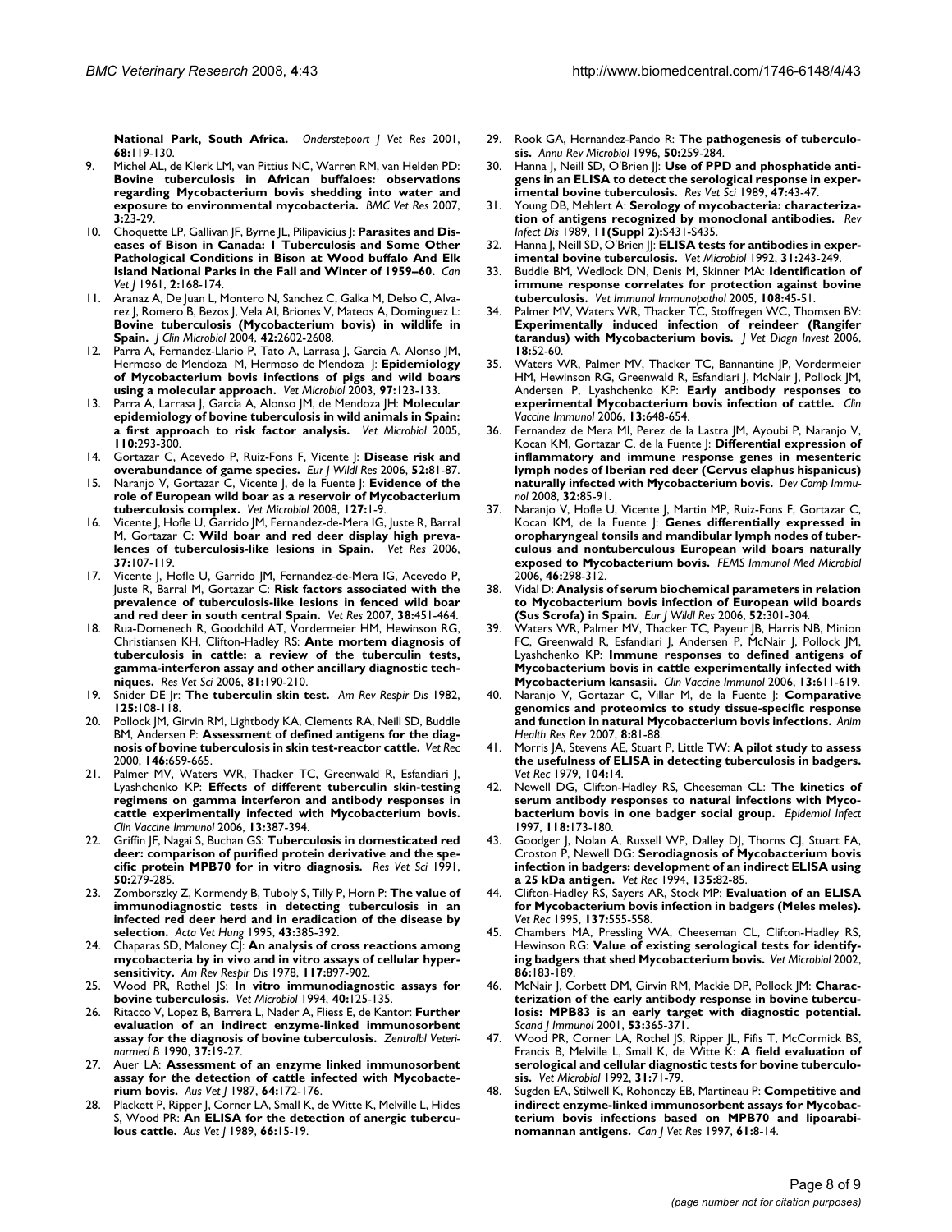**National Park, South Africa.** *Onderstepoort J Vet Res* 2001, **68:**119-130.

9. Michel AL, de Klerk LM, van Pittius NC, Warren RM, van Helden PD: **Bovine tuberculosis in African buffaloes: observations regarding Mycobacterium bovis shedding into water and exposure to environmental mycobacteria.** *BMC Vet Res* 2007, **3:**23-29.
10. Choquette LP, Gallivan JF, Byrne JL, Pilipavicius J: **Parasites and Diseases of Bison in Canada: I Tuberculosis and Some Other Pathological Conditions in Bison at Wood buffalo And Elk Island National Parks in the Fall and Winter of 1959–60.** *Can Vet J* 1961, **2:**168-174.
11. Aranaz A, De Juan L, Montero N, Sanchez C, Galka M, Delso C, Alvarez J, Romero B, Bezos J, Vela AI, Briones V, Mateos A, Dominguez L: **Bovine tuberculosis (Mycobacterium bovis) in wildlife in Spain.** *J Clin Microbiol* 2004, **42:**2602-2608.
12. Parra A, Fernandez-Llario P, Tato A, Larrasa J, Garcia A, Alonso JM, Hermoso de Mendoza M, Hermoso de Mendoza J: **Epidemiology of Mycobacterium bovis infections of pigs and wild boars using a molecular approach.** *Vet Microbiol* 2003, **97:**123-133.
13. Parra A, Larrasa J, Garcia A, Alonso JM, de Mendoza JH: **Molecular epidemiology of bovine tuberculosis in wild animals in Spain: a first approach to risk factor analysis.** *Vet Microbiol* 2005, **110:**293-300.
14. Gortazar C, Acevedo P, Ruiz-Fons F, Vicente J: **Disease risk and overabundance of game species.** *Eur J Wildl Res* 2006, **52:**81-87.
15. Naranjo V, Gortazar C, Vicente J, de la Fuente J: **Evidence of the role of European wild boar as a reservoir of Mycobacterium tuberculosis complex.** *Vet Microbiol* 2008, **127:**1-9.
16. Vicente J, Hofle U, Garrido JM, Fernandez-de-Mera IG, Juste R, Barral M, Gortazar C: **Wild boar and red deer display high prevalences of tuberculosis-like lesions in Spain.** *Vet Res* 2006, **37:**107-119.
17. Vicente J, Hofle U, Garrido JM, Fernandez-de-Mera IG, Acevedo P, Juste R, Barral M, Gortazar C: **Risk factors associated with the prevalence of tuberculosis-like lesions in fenced wild boar and red deer in south central Spain.** *Vet Res* 2007, **38:**451-464.
18. Rua-Domenech R, Goodchild AT, Vordermeier HM, Hewinson RG, Christiansen KH, Clifton-Hadley RS: **Ante mortem diagnosis of tuberculosis in cattle: a review of the tuberculin tests, gamma-interferon assay and other ancillary diagnostic techniques.** *Res Vet Sci* 2006, **81:**190-210.
19. Snider DE Jr: **The tuberculin skin test.** *Am Rev Respir Dis* 1982, **125:**108-118.
20. Pollock JM, Girvin RM, Lightbody KA, Clements RA, Neill SD, Buddle BM, Andersen P: **Assessment of defined antigens for the diagnosis of bovine tuberculosis in skin test-reactor cattle.** *Vet Rec* 2000, **146:**659-665.
21. Palmer MV, Waters WR, Thacker TC, Greenwald R, Esfandiari J, Lyashchenko KP: **Effects of different tuberculin skin-testing regimens on gamma interferon and antibody responses in cattle experimentally infected with Mycobacterium bovis.** *Clin Vaccine Immunol* 2006, **13:**387-394.
22. Griffin JF, Nagai S, Buchan GS: **Tuberculosis in domesticated red deer: comparison of purified protein derivative and the specific protein MPB70 for in vitro diagnosis.** *Res Vet Sci* 1991, **50:**279-285.
23. Zomborszky Z, Kormendy B, Tuboly S, Tilly P, Horn P: **The value of immunodiagnostic tests in detecting tuberculosis in an infected red deer herd and in eradication of the disease by selection.** *Acta Vet Hung* 1995, **43:**385-392.
24. Chaparas SD, Maloney CJ: **An analysis of cross reactions among mycobacteria by in vivo and in vitro assays of cellular hypersensitivity.** *Am Rev Respir Dis* 1978, **117:**897-902.
25. Wood PR, Rothel JS: **In vitro immunodiagnostic assays for bovine tuberculosis.** *Vet Microbiol* 1994, **40:**125-135.
26. Ritacco V, Lopez B, Barrera L, Nader A, Fliess E, de Kantor: **Further evaluation of an indirect enzyme-linked immunosorbent assay for the diagnosis of bovine tuberculosis.** *Zentralbl Veterinarmed B* 1990, **37:**19-27.
27. Auer LA: **Assessment of an enzyme linked immunosorbent assay for the detection of cattle infected with Mycobacterium bovis.** *Aus Vet J* 1987, **64:**172-176.
28. Plackett P, Ripper J, Corner LA, Small K, de Witte K, Melville L, Hides S, Wood PR: **An ELISA for the detection of anergic tuberculous cattle.** *Aus Vet J* 1989, **66:**15-19.
29. Rook GA, Hernandez-Pando R: **The pathogenesis of tuberculosis.** *Annu Rev Microbiol* 1996, **50:**259-284.
30. Hanna J, Neill SD, O'Brien JJ: **Use of PPD and phosphatide antigens in an ELISA to detect the serological response in experimental bovine tuberculosis.** *Res Vet Sci* 1989, **47:**43-47.
31. Young DB, Mehlert A: **Serology of mycobacteria: characterization of antigens recognized by monoclonal antibodies.** *Rev Infect Dis* 1989, **11(Suppl 2):**S431-S435.
32. Hanna J, Neill SD, O'Brien JJ: **ELISA tests for antibodies in experimental bovine tuberculosis.** *Vet Microbiol* 1992, **31:**243-249.
33. Buddle BM, Wedlock DN, Denis M, Skinner MA: **Identification of immune response correlates for protection against bovine tuberculosis.** *Vet Immunol Immunopathol* 2005, **108:**45-51.
34. Palmer MV, Waters WR, Thacker TC, Stoffregen WC, Thomsen BV: **Experimentally induced infection of reindeer (Rangifer tarandus) with Mycobacterium bovis.** *J Vet Diagn Invest* 2006, **18:**52-60.
35. Waters WR, Palmer MV, Thacker TC, Bannantine JP, Vordermeier HM, Hewinson RG, Greenwald R, Esfandiari J, McNair J, Pollock JM, Andersen P, Lyashchenko KP: **Early antibody responses to experimental Mycobacterium bovis infection of cattle.** *Clin Vaccine Immunol* 2006, **13:**648-654.
36. Fernandez de Mera MI, Perez de la Lastra JM, Ayoubi P, Naranjo V, Kocan KM, Gortazar C, de la Fuente J: **Differential expression of inflammatory and immune response genes in mesenteric lymph nodes of Iberian red deer (Cervus elaphus hispanicus) naturally infected with Mycobacterium bovis.** *Dev Comp Immunol* 2008, **32:**85-91.
37. Naranjo V, Hofle U, Vicente J, Martin MP, Ruiz-Fons F, Gortazar C, Kocan KM, de la Fuente J: **Genes differentially expressed in oropharyngeal tonsils and mandibular lymph nodes of tuberculous and nontuberculous European wild boars naturally exposed to Mycobacterium bovis.** *FEMS Immunol Med Microbiol* 2006, **46:**298-312.
38. Vidal D: **Analysis of serum biochemical parameters in relation to Mycobacterium bovis infection of European wild boards (Sus Scrofa) in Spain.** *Eur J Wildl Res* 2006, **52:**301-304.
39. Waters WR, Palmer MV, Thacker TC, Payeur JB, Harris NB, Minion FC, Greenwald R, Esfandiari J, Andersen P, McNair J, Pollock JM, Lyashchenko KP: **Immune responses to defined antigens of Mycobacterium bovis in cattle experimentally infected with Mycobacterium kansasii.** *Clin Vaccine Immunol* 2006, **13:**611-619.
40. Naranjo V, Gortazar C, Villar M, de la Fuente J: **Comparative genomics and proteomics to study tissue-specific response and function in natural Mycobacterium bovis infections.** *Anim Health Res Rev* 2007, **8:**81-88.
41. Morris JA, Stevens AE, Stuart P, Little TW: **A pilot study to assess the usefulness of ELISA in detecting tuberculosis in badgers.** *Vet Rec* 1979, **104:**14.
42. Newell DG, Clifton-Hadley RS, Cheeseman CL: **The kinetics of serum antibody responses to natural infections with Mycobacterium bovis in one badger social group.** *Epidemiol Infect* 1997, **118:**173-180.
43. Goodger J, Nolan A, Russell WP, Dalley DJ, Thorns CJ, Stuart FA, Croston P, Newell DG: **Serodiagnosis of Mycobacterium bovis infection in badgers: development of an indirect ELISA using a 25 kDa antigen.** *Vet Rec* 1994, **135:**82-85.
44. Clifton-Hadley RS, Sayers AR, Stock MP: **Evaluation of an ELISA for Mycobacterium bovis infection in badgers (Meles meles).** *Vet Rec* 1995, **137:**555-558.
45. Chambers MA, Pressling WA, Cheeseman CL, Clifton-Hadley RS, Hewinson RG: **Value of existing serological tests for identifying badgers that shed Mycobacterium bovis.** *Vet Microbiol* 2002, **86:**183-189.
46. McNair J, Corbett DM, Girvin RM, Mackie DP, Pollock JM: **Characterization of the early antibody response in bovine tuberculosis: MPB83 is an early target with diagnostic potential.** *Scand J Immunol* 2001, **53:**365-371.
47. Wood PR, Corner LA, Rothel JS, Ripper JL, Fifis T, McCormick BS, Francis B, Melville L, Small K, de Witte K: **A field evaluation of serological and cellular diagnostic tests for bovine tuberculosis.** *Vet Microbiol* 1992, **31:**71-79.
48. Sugden EA, Stilwell K, Rohonczy EB, Martineau P: **Competitive and indirect enzyme-linked immunosorbent assays for Mycobacterium bovis infections based on MPB70 and lipoarabinomannan antigens.** *Can J Vet Res* 1997, **61:**8-14.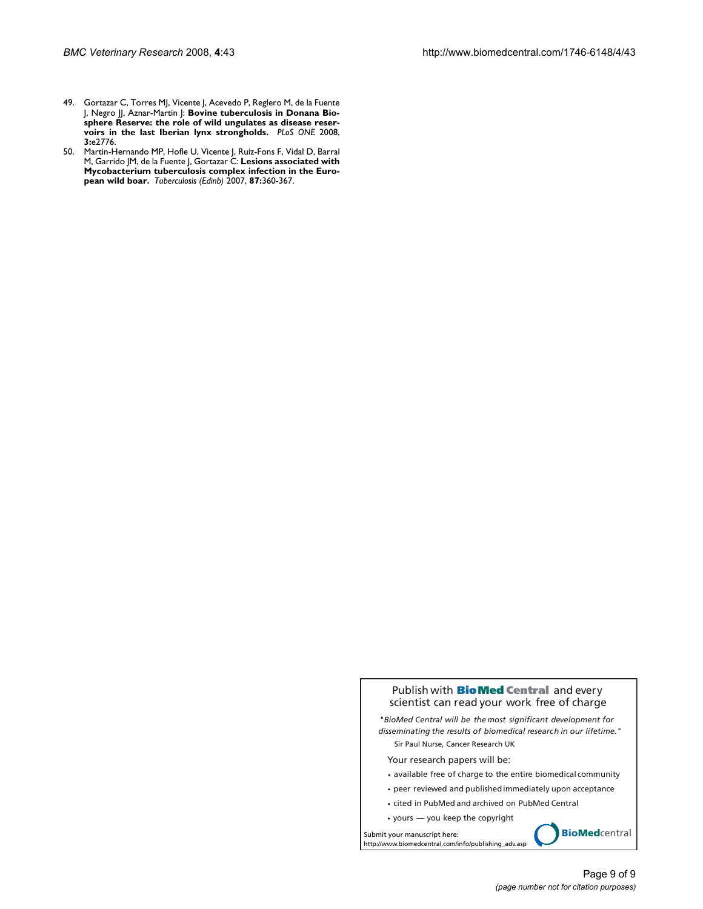49. Gortazar C, Torres MJ, Vicente J, Acevedo P, Reglero M, de la Fuente J, Negro JJ, Aznar-Martin J: **Bovine tuberculosis in Donana Biosphere Reserve: the role of wild ungulates as disease reservoirs in the last Iberian lynx strongholds.** *PLoS ONE* 2008, **3:**e2776.
50. Martin-Hernando MP, Hofle U, Vicente J, Ruiz-Fons F, Vidal D, Barral M, Garrido JM, de la Fuente J, Gortazar C: **Lesions associated with Mycobacterium tuberculosis complex infection in the European wild boar.** *Tuberculosis (Edinb)* 2007, **87:**360-367.

Publish with **BioMed Central** and every scientist can read your work free of charge

*"BioMed Central will be the most significant development for disseminating the results of biomedical research in our lifetime."*

Sir Paul Nurse, Cancer Research UK

Your research papers will be:

- available free of charge to the entire biomedical community
- peer reviewed and published immediately upon acceptance
- cited in PubMed and archived on PubMed Central
- yours — you keep the copyright

Submit your manuscript here:
http://www.biomedcentral.com/info/publishing_adv.asp

**BioMed**central